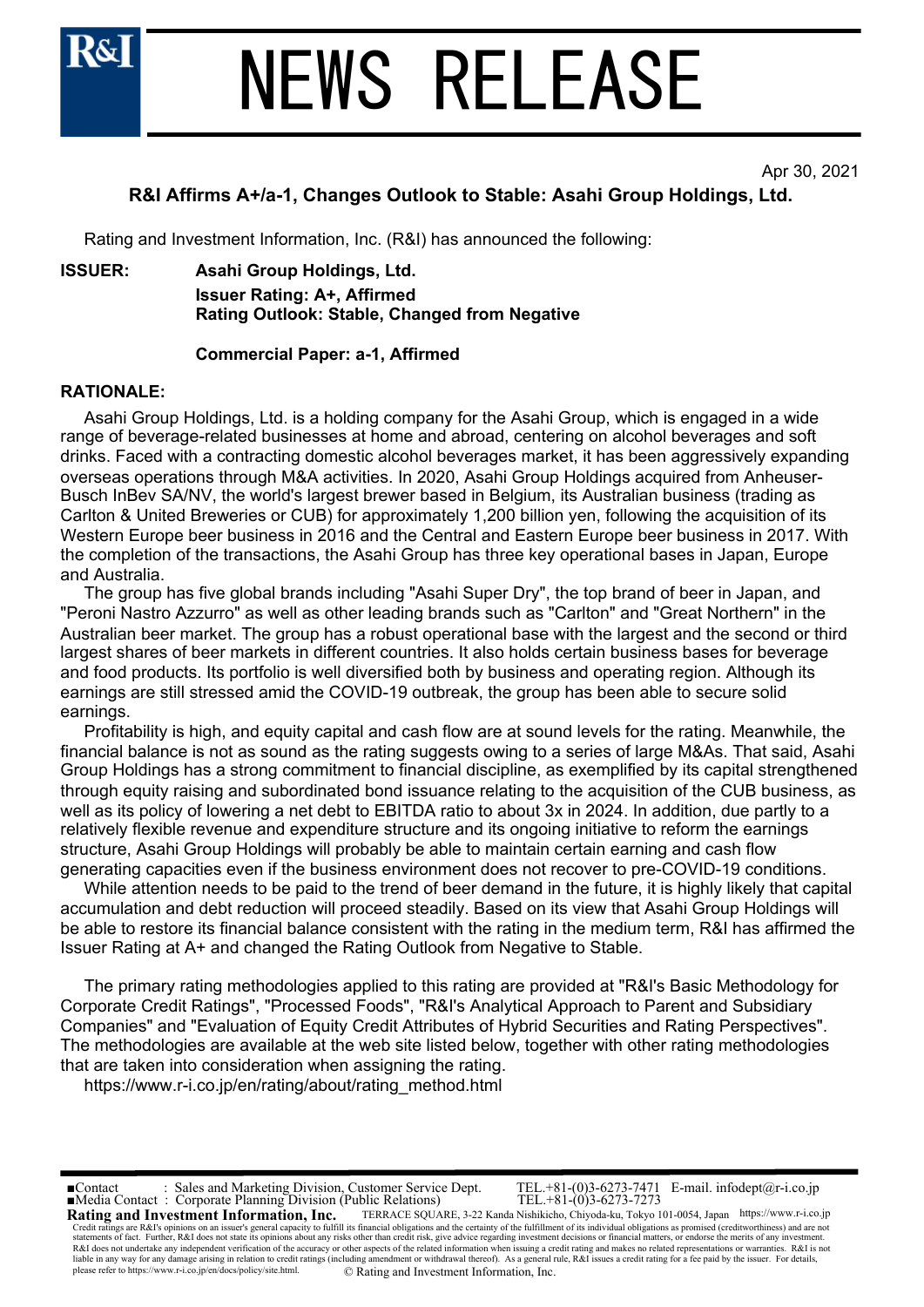# NEWS RELEASE

Apr 30, 2021

## R&I Affirms A+/a-1, Changes Outlook to Stable: Asahi Group Holdings, Ltd.

Rating and Investment Information, Inc. (R&I) has announced the following:

**ISSUER:** **Asahi Group Holdings, Ltd.**
**Issuer Rating: A+, Affirmed**
**Rating Outlook: Stable, Changed from Negative**

**Commercial Paper: a-1, Affirmed**

**RATIONALE:**

Asahi Group Holdings, Ltd. is a holding company for the Asahi Group, which is engaged in a wide range of beverage-related businesses at home and abroad, centering on alcohol beverages and soft drinks. Faced with a contracting domestic alcohol beverages market, it has been aggressively expanding overseas operations through M&A activities. In 2020, Asahi Group Holdings acquired from Anheuser-Busch InBev SA/NV, the world's largest brewer based in Belgium, its Australian business (trading as Carlton & United Breweries or CUB) for approximately 1,200 billion yen, following the acquisition of its Western Europe beer business in 2016 and the Central and Eastern Europe beer business in 2017. With the completion of the transactions, the Asahi Group has three key operational bases in Japan, Europe and Australia.

The group has five global brands including "Asahi Super Dry", the top brand of beer in Japan, and "Peroni Nastro Azzurro" as well as other leading brands such as "Carlton" and "Great Northern" in the Australian beer market. The group has a robust operational base with the largest and the second or third largest shares of beer markets in different countries. It also holds certain business bases for beverage and food products. Its portfolio is well diversified both by business and operating region. Although its earnings are still stressed amid the COVID-19 outbreak, the group has been able to secure solid earnings.

Profitability is high, and equity capital and cash flow are at sound levels for the rating. Meanwhile, the financial balance is not as sound as the rating suggests owing to a series of large M&As. That said, Asahi Group Holdings has a strong commitment to financial discipline, as exemplified by its capital strengthened through equity raising and subordinated bond issuance relating to the acquisition of the CUB business, as well as its policy of lowering a net debt to EBITDA ratio to about 3x in 2024. In addition, due partly to a relatively flexible revenue and expenditure structure and its ongoing initiative to reform the earnings structure, Asahi Group Holdings will probably be able to maintain certain earning and cash flow generating capacities even if the business environment does not recover to pre-COVID-19 conditions.

While attention needs to be paid to the trend of beer demand in the future, it is highly likely that capital accumulation and debt reduction will proceed steadily. Based on its view that Asahi Group Holdings will be able to restore its financial balance consistent with the rating in the medium term, R&I has affirmed the Issuer Rating at A+ and changed the Rating Outlook from Negative to Stable.

The primary rating methodologies applied to this rating are provided at "R&I's Basic Methodology for Corporate Credit Ratings", "Processed Foods", "R&I's Analytical Approach to Parent and Subsidiary Companies" and "Evaluation of Equity Credit Attributes of Hybrid Securities and Rating Perspectives". The methodologies are available at the web site listed below, together with other rating methodologies that are taken into consideration when assigning the rating.

https://www.r-i.co.jp/en/rating/about/rating_method.html

■Contact : Sales and Marketing Division, Customer Service Dept. TEL.+81-(0)3-6273-7471 E-mail. infodept@r-i.co.jp
■Media Contact : Corporate Planning Division (Public Relations) TEL.+81-(0)3-6273-7273

**Rating and Investment Information, Inc.** TERRACE SQUARE, 3-22 Kanda Nishikicho, Chiyoda-ku, Tokyo 101-0054, Japan https://www.r-i.co.jp

Credit ratings are R&I's opinions on an issuer's general capacity to fulfill its financial obligations and the certainty of the fulfillment of its individual obligations as promised (creditworthiness) and are not statements of fact. Further, R&I does not state its opinions about any risks other than credit risk, give advice regarding investment decisions or financial matters, or endorse the merits of any investment. R&I does not undertake any independent verification of the accuracy or other aspects of the related information when issuing a credit rating and makes no related representations or warranties. R&I is not liable in any way for any damage arising in relation to credit ratings (including amendment or withdrawal thereof). As a general rule, R&I issues a credit rating for a fee paid by the issuer. For details, please refer to https://www.r-i.co.jp/en/docs/policy/site.html.

© Rating and Investment Information, Inc.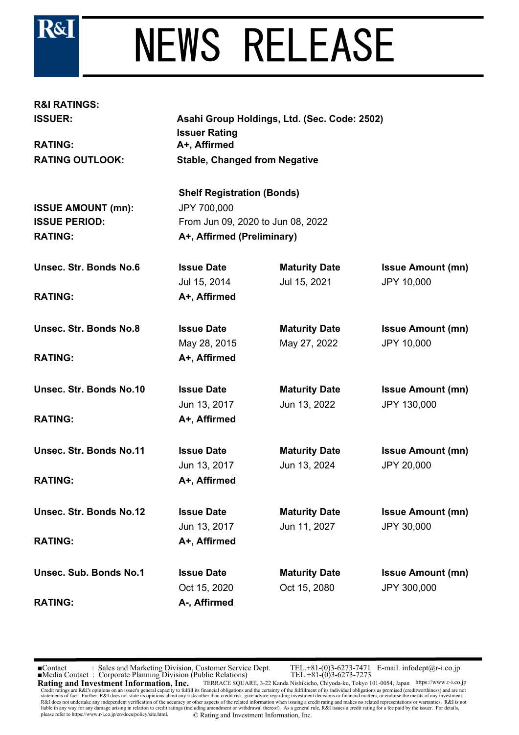# NEWS RELEASE

**R&I RATINGS:**

| | |
|---|---|
| **ISSUER:** | **Asahi Group Holdings, Ltd. (Sec. Code: 2502)** |
| | **Issuer Rating** |
| **RATING:** | **A+, Affirmed** |
| **RATING OUTLOOK:** | **Stable, Changed from Negative** |

| | |
|---|---|
| | **Shelf Registration (Bonds)** |
| **ISSUE AMOUNT (mn):** | JPY 700,000 |
| **ISSUE PERIOD:** | From Jun 09, 2020 to Jun 08, 2022 |
| **RATING:** | **A+, Affirmed (Preliminary)** |

| | **Issue Date** | **Maturity Date** | **Issue Amount (mn)** |
|---|---|---|---|
| **Unsec. Str. Bonds No.6** | Jul 15, 2014 | Jul 15, 2021 | JPY 10,000 |
| **RATING:** | **A+, Affirmed** | | |
| **Unsec. Str. Bonds No.8** | May 28, 2015 | May 27, 2022 | JPY 10,000 |
| **RATING:** | **A+, Affirmed** | | |
| **Unsec. Str. Bonds No.10** | Jun 13, 2017 | Jun 13, 2022 | JPY 130,000 |
| **RATING:** | **A+, Affirmed** | | |
| **Unsec. Str. Bonds No.11** | Jun 13, 2017 | Jun 13, 2024 | JPY 20,000 |
| **RATING:** | **A+, Affirmed** | | |
| **Unsec. Str. Bonds No.12** | Jun 13, 2017 | Jun 11, 2027 | JPY 30,000 |
| **RATING:** | **A+, Affirmed** | | |
| **Unsec. Sub. Bonds No.1** | Oct 15, 2020 | Oct 15, 2080 | JPY 300,000 |
| **RATING:** | **A-, Affirmed** | | |

■Contact : Sales and Marketing Division, Customer Service Dept. TEL.+81-(0)3-6273-7471 E-mail. infodept@r-i.co.jp
■Media Contact : Corporate Planning Division (Public Relations) TEL.+81-(0)3-6273-7273

**Rating and Investment Information, Inc.** TERRACE SQUARE, 3-22 Kanda Nishikicho, Chiyoda-ku, Tokyo 101-0054, Japan https://www.r-i.co.jp

Credit ratings are R&I's opinions on an issuer's general capacity to fulfill its financial obligations and the certainty of the fulfillment of its individual obligations as promised (creditworthiness) and are not statements of fact. Further, R&I does not state its opinions about any risks other than credit risk, give advice regarding investment decisions or financial matters, or endorse the merits of any investment. R&I does not undertake any independent verification of the accuracy or other aspects of the related information when issuing a credit rating and makes no related representations or warranties. R&I is not liable in any way for any damage arising in relation to credit ratings (including amendment or withdrawal thereof). As a general rule, R&I issues a credit rating for a fee paid by the issuer. For details, please refer to https://www.r-i.co.jp/en/docs/policy/site.html.

© Rating and Investment Information, Inc.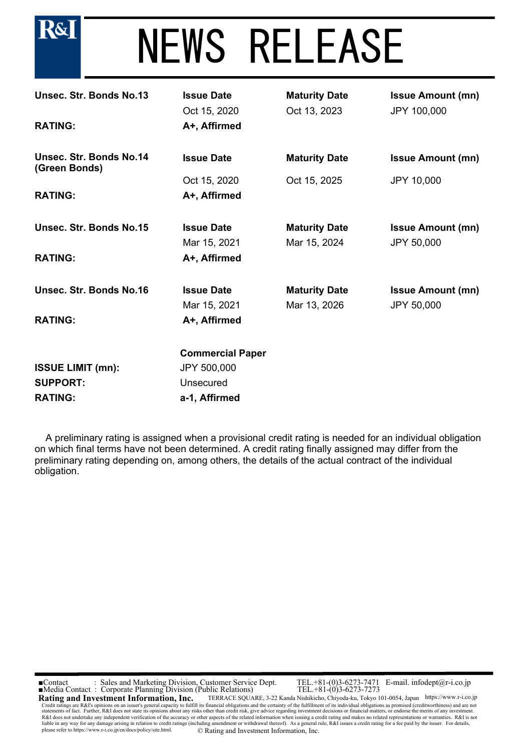| | | | |
|---|---|---|---|
| **Unsec. Str. Bonds No.13** | **Issue Date** | **Maturity Date** | **Issue Amount (mn)** |
| | Oct 15, 2020 | Oct 13, 2023 | JPY 100,000 |
| **RATING:** | **A+, Affirmed** | | |

| | | | |
|---|---|---|---|
| **Unsec. Str. Bonds No.14 (Green Bonds)** | **Issue Date** | **Maturity Date** | **Issue Amount (mn)** |
| | Oct 15, 2020 | Oct 15, 2025 | JPY 10,000 |
| **RATING:** | **A+, Affirmed** | | |

| | | | |
|---|---|---|---|
| **Unsec. Str. Bonds No.15** | **Issue Date** | **Maturity Date** | **Issue Amount (mn)** |
| | Mar 15, 2021 | Mar 15, 2024 | JPY 50,000 |
| **RATING:** | **A+, Affirmed** | | |

| | | | |
|---|---|---|---|
| **Unsec. Str. Bonds No.16** | **Issue Date** | **Maturity Date** | **Issue Amount (mn)** |
| | Mar 15, 2021 | Mar 13, 2026 | JPY 50,000 |
| **RATING:** | **A+, Affirmed** | | |

| | |
|---|---|
| | **Commercial Paper** |
| **ISSUE LIMIT (mn):** | JPY 500,000 |
| **SUPPORT:** | Unsecured |
| **RATING:** | **a-1, Affirmed** |

A preliminary rating is assigned when a provisional credit rating is needed for an individual obligation on which final terms have not been determined. A credit rating finally assigned may differ from the preliminary rating depending on, among others, the details of the actual contract of the individual obligation.

■Contact : Sales and Marketing Division, Customer Service Dept. TEL.+81-(0)3-6273-7471 E-mail. infodept@r-i.co.jp
■Media Contact : Corporate Planning Division (Public Relations) TEL.+81-(0)3-6273-7273

**Rating and Investment Information, Inc.** TERRACE SQUARE, 3-22 Kanda Nishikicho, Chiyoda-ku, Tokyo 101-0054, Japan https://www.r-i.co.jp

Credit ratings are R&I's opinions on an issuer's general capacity to fulfill its financial obligations and the certainty of the fulfillment of its individual obligations as promised (creditworthiness) and are not statements of fact. Further, R&I does not state its opinions about any risks other than credit risk, give advice regarding investment decisions or financial matters, or endorse the merits of any investment. R&I does not undertake any independent verification of the accuracy or other aspects of the related information when issuing a credit rating and makes no related representations or warranties. R&I is not liable in any way for any damage arising in relation to credit ratings (including amendment or withdrawal thereof). As a general rule, R&I issues a credit rating for a fee paid by the issuer. For details, please refer to https://www.r-i.co.jp/en/docs/policy/site.html.

© Rating and Investment Information, Inc.